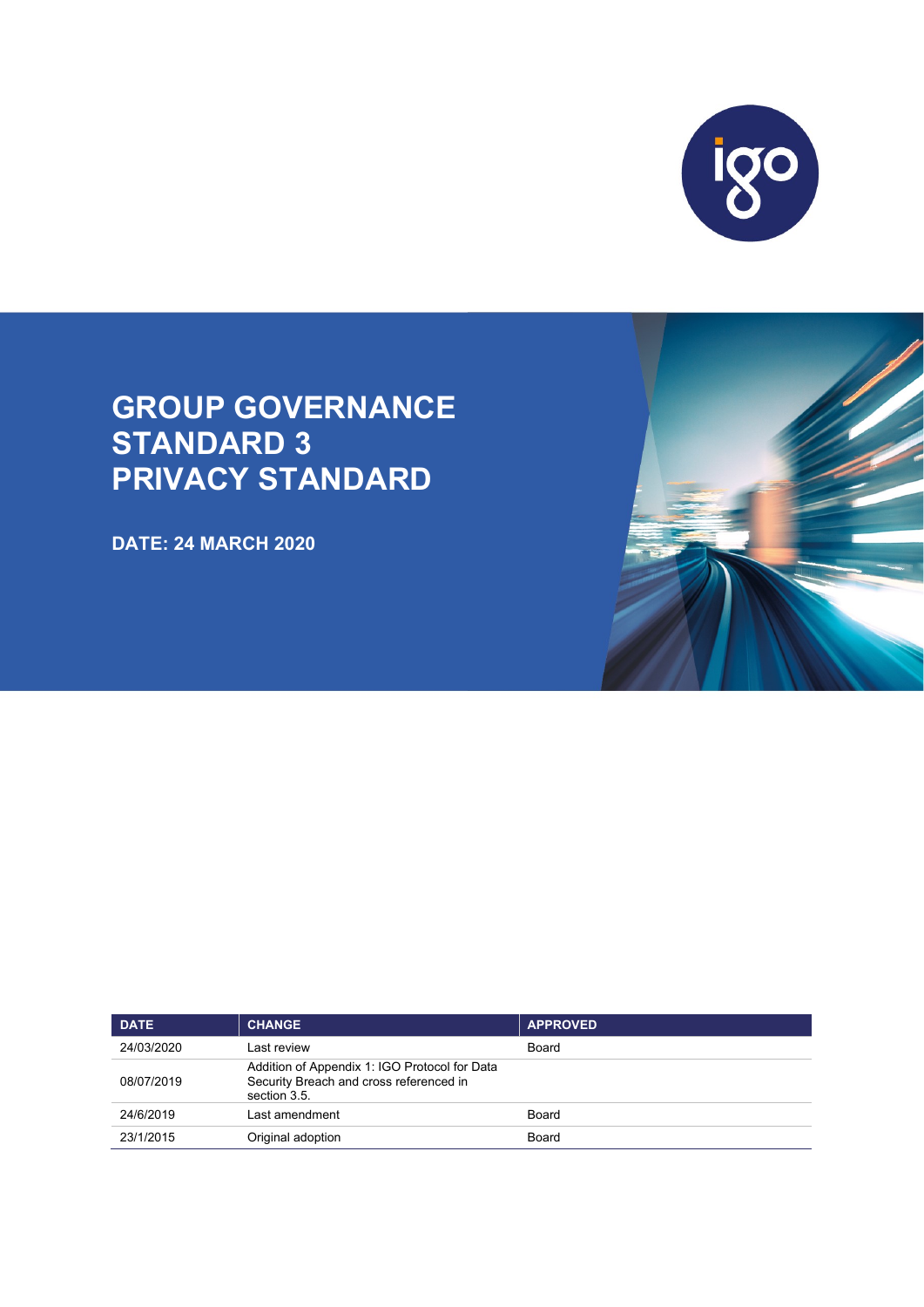# GROUP GOVERNANCE STANDARD 3 PRIVACY STANDARD

**DATE: 24 MARCH 2020**

| DATE | CHANGE | APPROVED |
|---|---|---|
| 24/03/2020 | Last review | Board |
| 08/07/2019 | Addition of Appendix 1: IGO Protocol for Data Security Breach and cross referenced in section 3.5. | |
| 24/6/2019 | Last amendment | Board |
| 23/1/2015 | Original adoption | Board |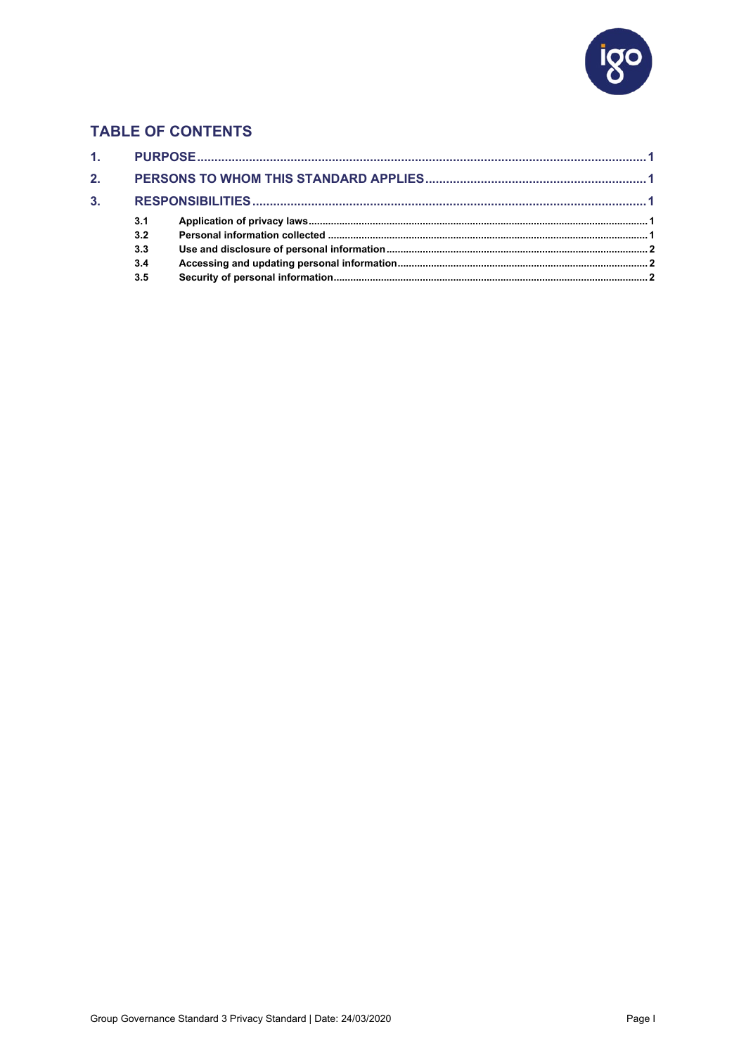## TABLE OF CONTENTS

**1. PURPOSE** ........................................................................................................ 1

**2. PERSONS TO WHOM THIS STANDARD APPLIES** ................................................ 1

**3. RESPONSIBILITIES** ........................................................................................... 1

- **3.1 Application of privacy laws** ................................................................................ 1
- **3.2 Personal information collected** .......................................................................... 1
- **3.3 Use and disclosure of personal information** ........................................................ 2
- **3.4 Accessing and updating personal information** ..................................................... 2
- **3.5 Security of personal information** ........................................................................ 2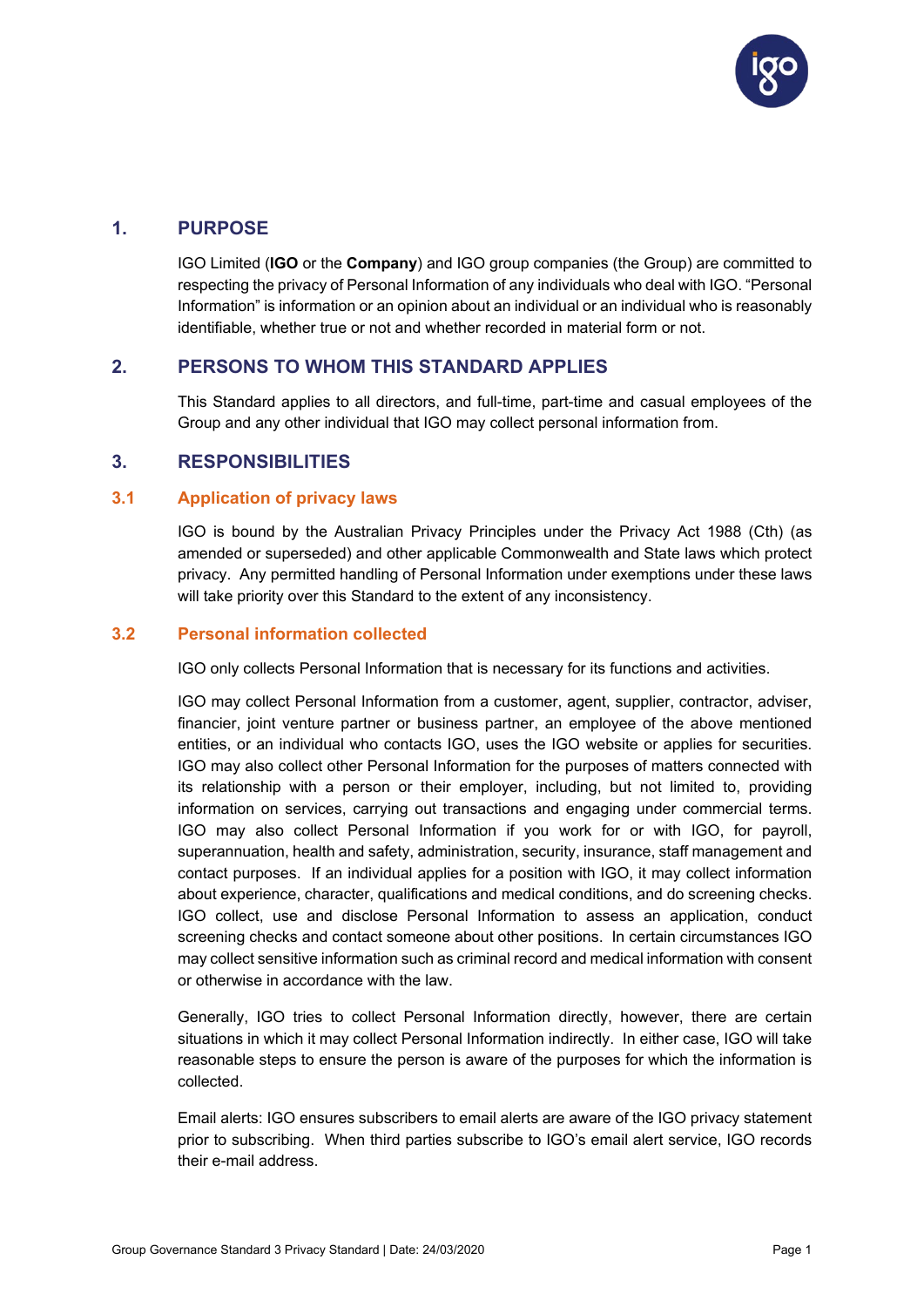## 1. PURPOSE

IGO Limited (**IGO** or the **Company**) and IGO group companies (the Group) are committed to respecting the privacy of Personal Information of any individuals who deal with IGO. "Personal Information" is information or an opinion about an individual or an individual who is reasonably identifiable, whether true or not and whether recorded in material form or not.

## 2. PERSONS TO WHOM THIS STANDARD APPLIES

This Standard applies to all directors, and full-time, part-time and casual employees of the Group and any other individual that IGO may collect personal information from.

## 3. RESPONSIBILITIES

### 3.1 Application of privacy laws

IGO is bound by the Australian Privacy Principles under the Privacy Act 1988 (Cth) (as amended or superseded) and other applicable Commonwealth and State laws which protect privacy. Any permitted handling of Personal Information under exemptions under these laws will take priority over this Standard to the extent of any inconsistency.

### 3.2 Personal information collected

IGO only collects Personal Information that is necessary for its functions and activities.

IGO may collect Personal Information from a customer, agent, supplier, contractor, adviser, financier, joint venture partner or business partner, an employee of the above mentioned entities, or an individual who contacts IGO, uses the IGO website or applies for securities. IGO may also collect other Personal Information for the purposes of matters connected with its relationship with a person or their employer, including, but not limited to, providing information on services, carrying out transactions and engaging under commercial terms. IGO may also collect Personal Information if you work for or with IGO, for payroll, superannuation, health and safety, administration, security, insurance, staff management and contact purposes. If an individual applies for a position with IGO, it may collect information about experience, character, qualifications and medical conditions, and do screening checks. IGO collect, use and disclose Personal Information to assess an application, conduct screening checks and contact someone about other positions. In certain circumstances IGO may collect sensitive information such as criminal record and medical information with consent or otherwise in accordance with the law.

Generally, IGO tries to collect Personal Information directly, however, there are certain situations in which it may collect Personal Information indirectly. In either case, IGO will take reasonable steps to ensure the person is aware of the purposes for which the information is collected.

Email alerts: IGO ensures subscribers to email alerts are aware of the IGO privacy statement prior to subscribing. When third parties subscribe to IGO's email alert service, IGO records their e-mail address.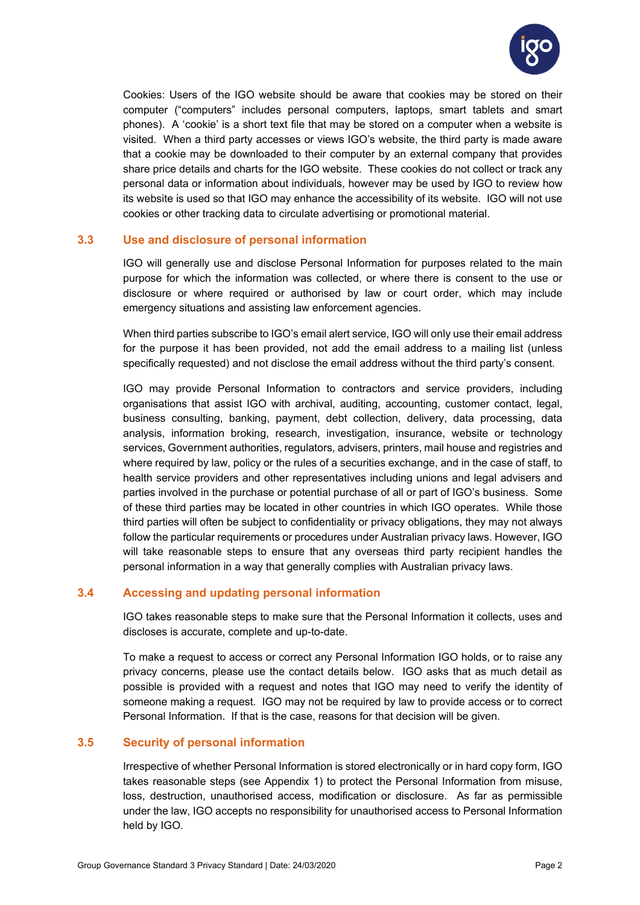Cookies: Users of the IGO website should be aware that cookies may be stored on their computer ("computers" includes personal computers, laptops, smart tablets and smart phones). A 'cookie' is a short text file that may be stored on a computer when a website is visited. When a third party accesses or views IGO's website, the third party is made aware that a cookie may be downloaded to their computer by an external company that provides share price details and charts for the IGO website. These cookies do not collect or track any personal data or information about individuals, however may be used by IGO to review how its website is used so that IGO may enhance the accessibility of its website. IGO will not use cookies or other tracking data to circulate advertising or promotional material.

### 3.3 Use and disclosure of personal information

IGO will generally use and disclose Personal Information for purposes related to the main purpose for which the information was collected, or where there is consent to the use or disclosure or where required or authorised by law or court order, which may include emergency situations and assisting law enforcement agencies.

When third parties subscribe to IGO's email alert service, IGO will only use their email address for the purpose it has been provided, not add the email address to a mailing list (unless specifically requested) and not disclose the email address without the third party's consent.

IGO may provide Personal Information to contractors and service providers, including organisations that assist IGO with archival, auditing, accounting, customer contact, legal, business consulting, banking, payment, debt collection, delivery, data processing, data analysis, information broking, research, investigation, insurance, website or technology services, Government authorities, regulators, advisers, printers, mail house and registries and where required by law, policy or the rules of a securities exchange, and in the case of staff, to health service providers and other representatives including unions and legal advisers and parties involved in the purchase or potential purchase of all or part of IGO's business. Some of these third parties may be located in other countries in which IGO operates. While those third parties will often be subject to confidentiality or privacy obligations, they may not always follow the particular requirements or procedures under Australian privacy laws. However, IGO will take reasonable steps to ensure that any overseas third party recipient handles the personal information in a way that generally complies with Australian privacy laws.

### 3.4 Accessing and updating personal information

IGO takes reasonable steps to make sure that the Personal Information it collects, uses and discloses is accurate, complete and up-to-date.

To make a request to access or correct any Personal Information IGO holds, or to raise any privacy concerns, please use the contact details below. IGO asks that as much detail as possible is provided with a request and notes that IGO may need to verify the identity of someone making a request. IGO may not be required by law to provide access or to correct Personal Information. If that is the case, reasons for that decision will be given.

### 3.5 Security of personal information

Irrespective of whether Personal Information is stored electronically or in hard copy form, IGO takes reasonable steps (see Appendix 1) to protect the Personal Information from misuse, loss, destruction, unauthorised access, modification or disclosure. As far as permissible under the law, IGO accepts no responsibility for unauthorised access to Personal Information held by IGO.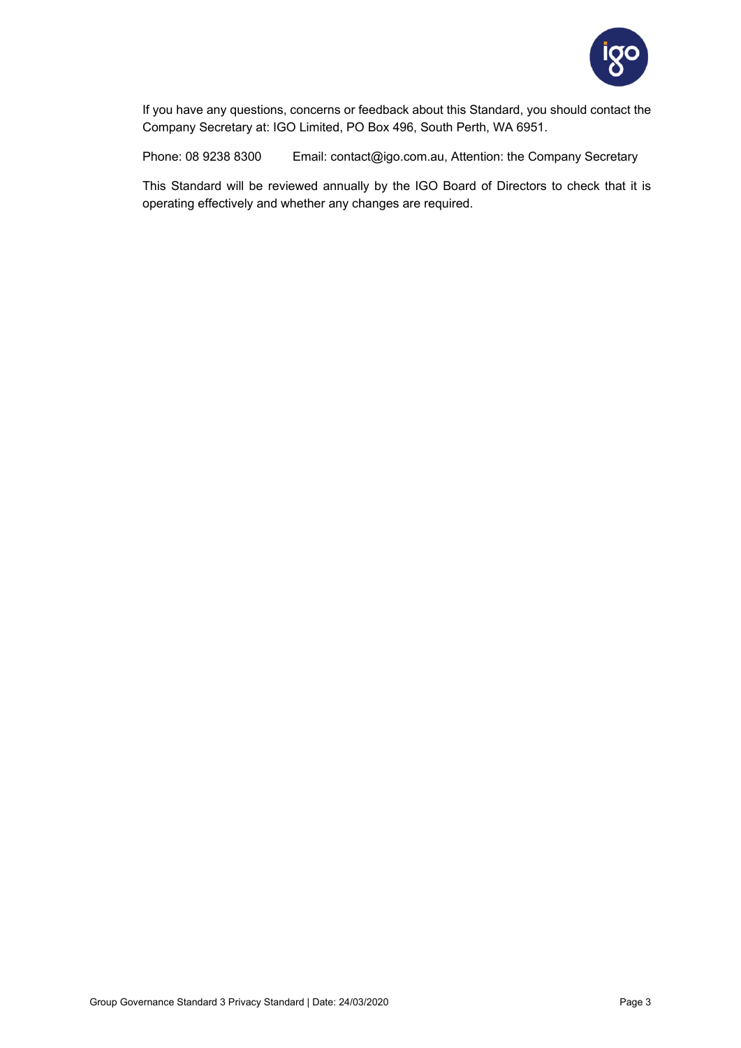If you have any questions, concerns or feedback about this Standard, you should contact the Company Secretary at: IGO Limited, PO Box 496, South Perth, WA 6951.

Phone: 08 9238 8300    Email: contact@igo.com.au, Attention: the Company Secretary

This Standard will be reviewed annually by the IGO Board of Directors to check that it is operating effectively and whether any changes are required.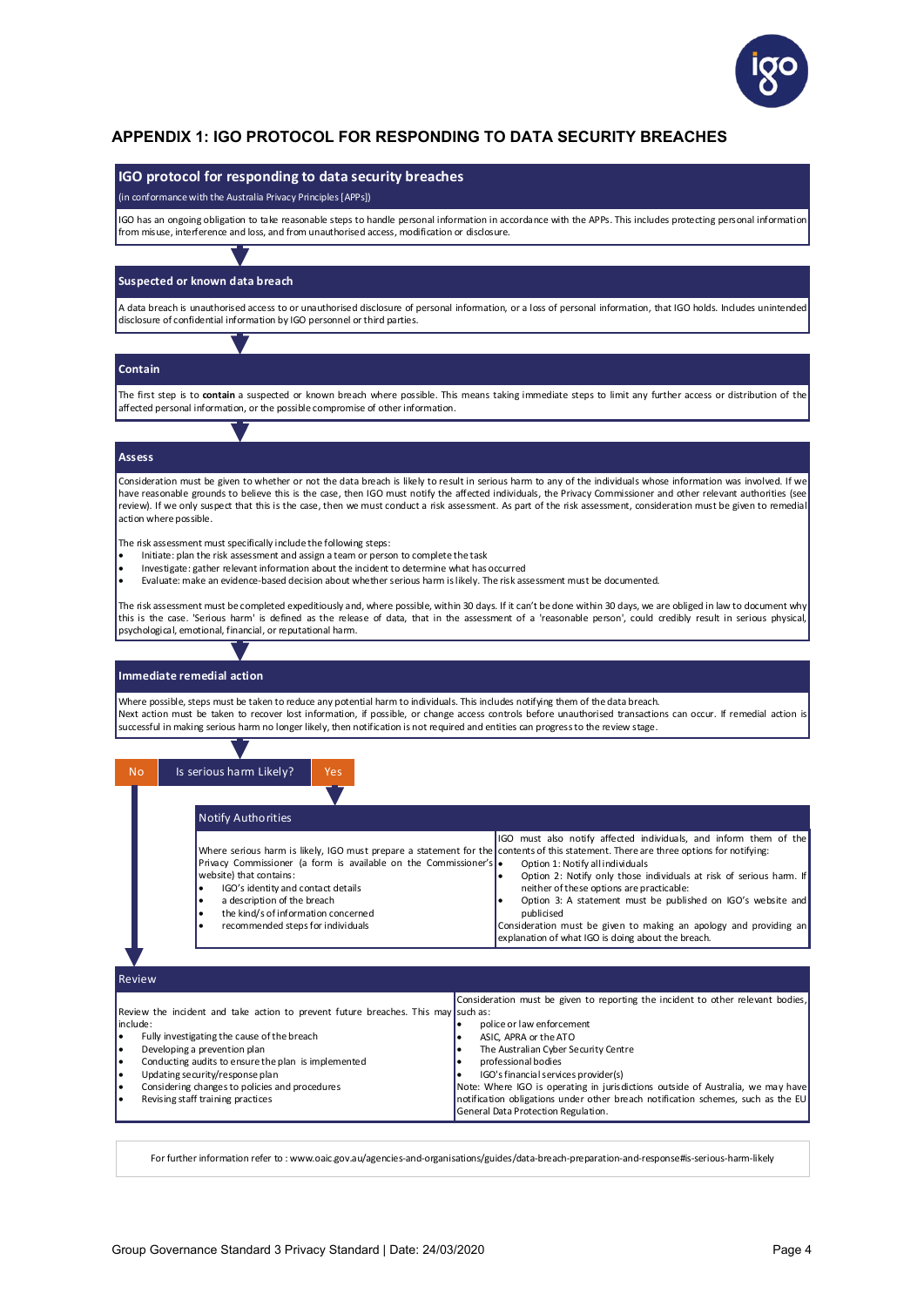## APPENDIX 1: IGO PROTOCOL FOR RESPONDING TO DATA SECURITY BREACHES

### IGO protocol for responding to data security breaches

(in conformance with the Australia Privacy Principles [APPs])

IGO has an ongoing obligation to take reasonable steps to handle personal information in accordance with the APPs. This includes protecting personal information from misuse, interference and loss, and from unauthorised access, modification or disclosure.

### Suspected or known data breach

A data breach is unauthorised access to or unauthorised disclosure of personal information, or a loss of personal information, that IGO holds. Includes unintended disclosure of confidential information by IGO personnel or third parties.

### Contain

The first step is to **contain** a suspected or known breach where possible. This means taking immediate steps to limit any further access or distribution of the affected personal information, or the possible compromise of other information.

### Assess

Consideration must be given to whether or not the data breach is likely to result in serious harm to any of the individuals whose information was involved. If we have reasonable grounds to believe this is the case, then IGO must notify the affected individuals, the Privacy Commissioner and other relevant authorities (see review). If we only suspect that this is the case, then we must conduct a risk assessment. As part of the risk assessment, consideration must be given to remedial action where possible.

The risk assessment must specifically include the following steps:

- Initiate: plan the risk assessment and assign a team or person to complete the task
- Investigate: gather relevant information about the incident to determine what has occurred
- Evaluate: make an evidence-based decision about whether serious harm is likely. The risk assessment must be documented.

The risk assessment must be completed expeditiously and, where possible, within 30 days. If it can't be done within 30 days, we are obliged in law to document why this is the case. 'Serious harm' is defined as the release of data, that in the assessment of a 'reasonable person', could credibly result in serious physical, psychological, emotional, financial, or reputational harm.

### Immediate remedial action

Where possible, steps must be taken to reduce any potential harm to individuals. This includes notifying them of the data breach.
Next action must be taken to recover lost information, if possible, or change access controls before unauthorised transactions can occur. If remedial action is successful in making serious harm no longer likely, then notification is not required and entities can progress to the review stage.

**Is serious harm Likely?** No → Review | Yes → Notify Authorities

### Notify Authorities

Where serious harm is likely, IGO must prepare a statement for the Privacy Commissioner (a form is available on the Commissioner's website) that contains:

- IGO's identity and contact details
- a description of the breach
- the kind/s of information concerned
- recommended steps for individuals

IGO must also notify affected individuals, and inform them of the contents of this statement. There are three options for notifying:

- Option 1: Notify all individuals
- Option 2: Notify only those individuals at risk of serious harm. If neither of these options are practicable:
- Option 3: A statement must be published on IGO's website and publicised

Consideration must be given to making an apology and providing an explanation of what IGO is doing about the breach.

### Review

Review the incident and take action to prevent future breaches. This may include:

- Fully investigating the cause of the breach
- Developing a prevention plan
- Conducting audits to ensure the plan is implemented
- Updating security/response plan
- Considering changes to policies and procedures
- Revising staff training practices

Consideration must be given to reporting the incident to other relevant bodies, such as:

- police or law enforcement
- ASIC, APRA or the ATO
- The Australian Cyber Security Centre
- professional bodies
- IGO's financial services provider(s)

Note: Where IGO is operating in jurisdictions outside of Australia, we may have notification obligations under other breach notification schemes, such as the EU General Data Protection Regulation.

For further information refer to : www.oaic.gov.au/agencies-and-organisations/guides/data-breach-preparation-and-response#is-serious-harm-likely